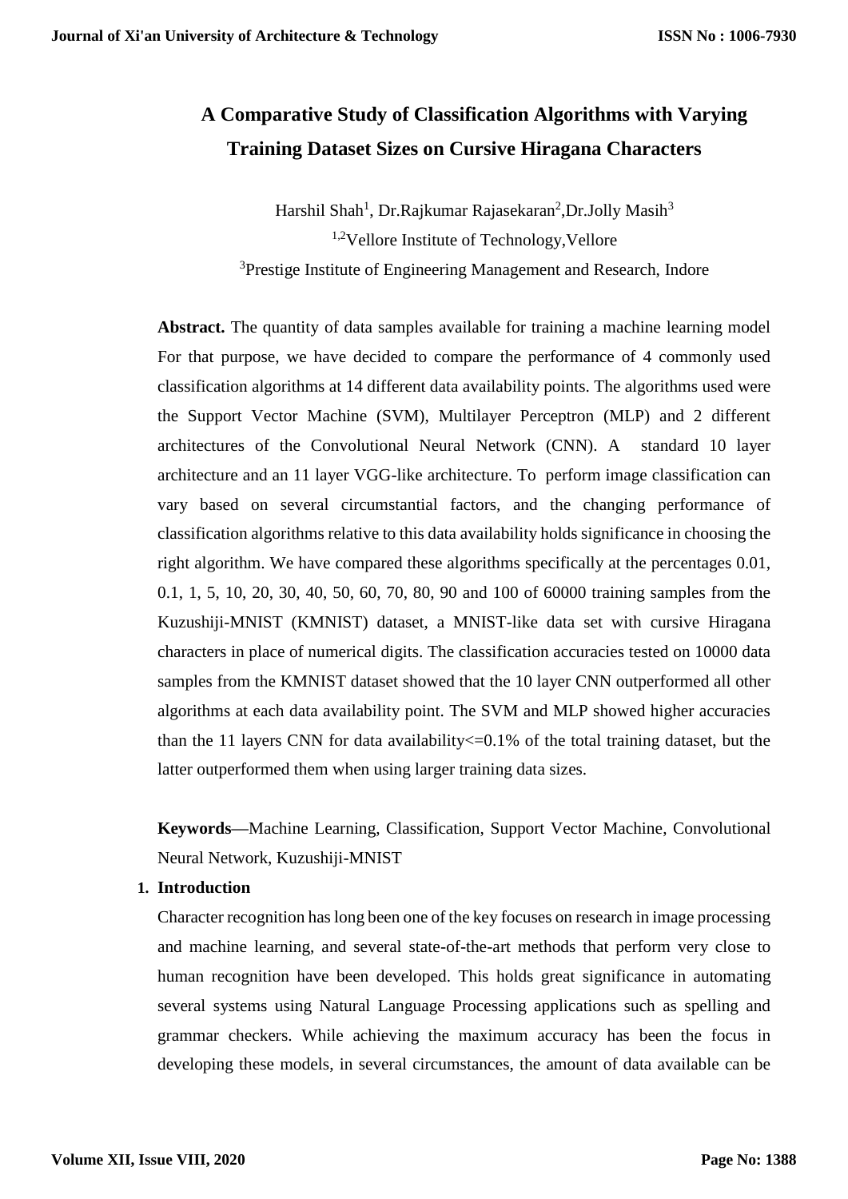# A Comparative Study of Classification Algorithms with Varying Training Dataset Sizes on Cursive Hiragana Characters

Harshil Shah[1], Dr.Rajkumar Rajasekaran[2],Dr.Jolly Masih[3]

[1,2]Vellore Institute of Technology,Vellore

[3]Prestige Institute of Engineering Management and Research, Indore

**Abstract.** The quantity of data samples available for training a machine learning model For that purpose, we have decided to compare the performance of 4 commonly used classification algorithms at 14 different data availability points. The algorithms used were the Support Vector Machine (SVM), Multilayer Perceptron (MLP) and 2 different architectures of the Convolutional Neural Network (CNN). A standard 10 layer architecture and an 11 layer VGG-like architecture. To perform image classification can vary based on several circumstantial factors, and the changing performance of classification algorithms relative to this data availability holds significance in choosing the right algorithm. We have compared these algorithms specifically at the percentages 0.01, 0.1, 1, 5, 10, 20, 30, 40, 50, 60, 70, 80, 90 and 100 of 60000 training samples from the Kuzushiji-MNIST (KMNIST) dataset, a MNIST-like data set with cursive Hiragana characters in place of numerical digits. The classification accuracies tested on 10000 data samples from the KMNIST dataset showed that the 10 layer CNN outperformed all other algorithms at each data availability point. The SVM and MLP showed higher accuracies than the 11 layers CNN for data availability<=0.1% of the total training dataset, but the latter outperformed them when using larger training data sizes.

**Keywords—**Machine Learning, Classification, Support Vector Machine, Convolutional Neural Network, Kuzushiji-MNIST

## 1. Introduction

Character recognition has long been one of the key focuses on research in image processing and machine learning, and several state-of-the-art methods that perform very close to human recognition have been developed. This holds great significance in automating several systems using Natural Language Processing applications such as spelling and grammar checkers. While achieving the maximum accuracy has been the focus in developing these models, in several circumstances, the amount of data available can be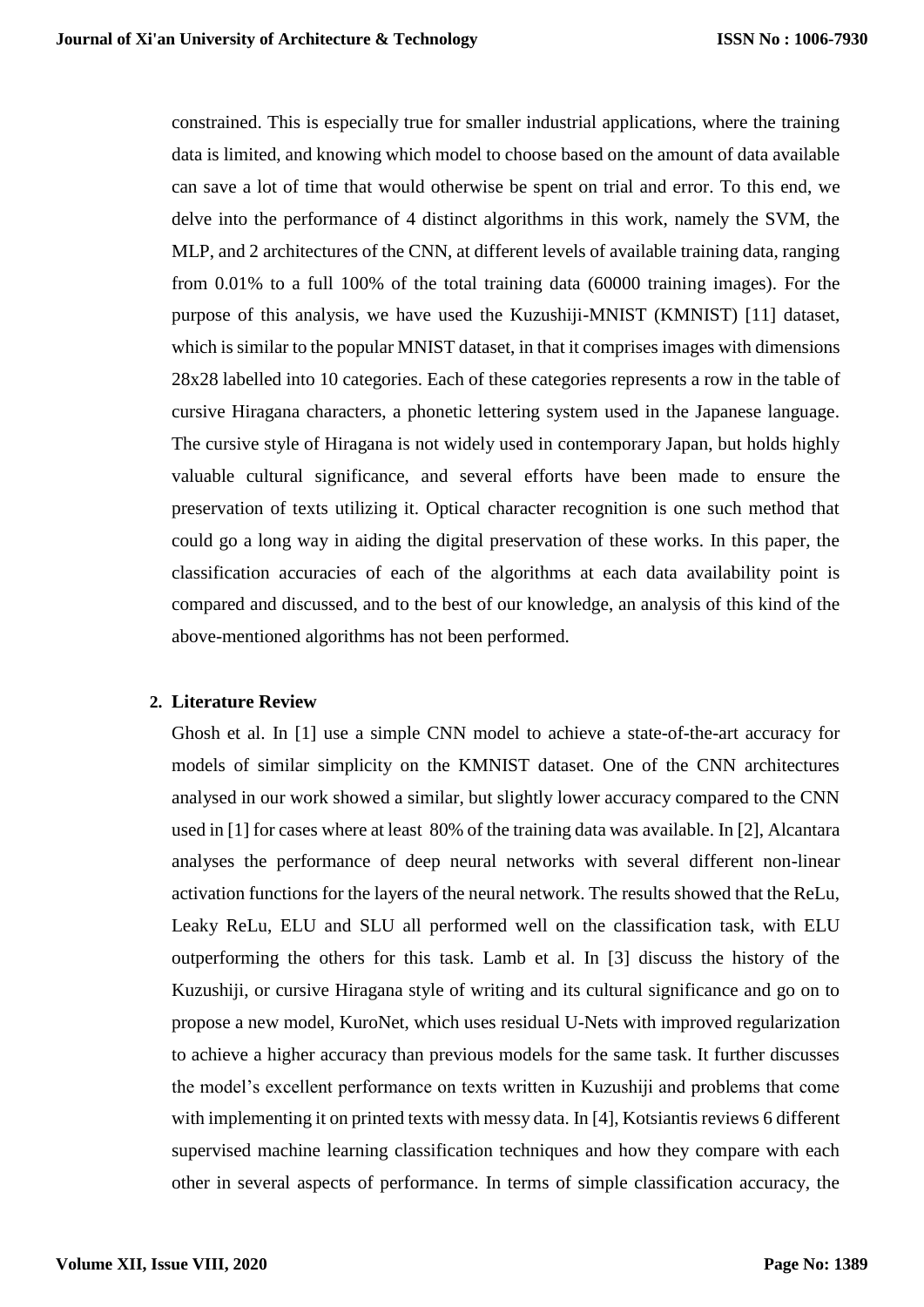constrained. This is especially true for smaller industrial applications, where the training data is limited, and knowing which model to choose based on the amount of data available can save a lot of time that would otherwise be spent on trial and error. To this end, we delve into the performance of 4 distinct algorithms in this work, namely the SVM, the MLP, and 2 architectures of the CNN, at different levels of available training data, ranging from 0.01% to a full 100% of the total training data (60000 training images). For the purpose of this analysis, we have used the Kuzushiji-MNIST (KMNIST) [11] dataset, which is similar to the popular MNIST dataset, in that it comprises images with dimensions 28x28 labelled into 10 categories. Each of these categories represents a row in the table of cursive Hiragana characters, a phonetic lettering system used in the Japanese language. The cursive style of Hiragana is not widely used in contemporary Japan, but holds highly valuable cultural significance, and several efforts have been made to ensure the preservation of texts utilizing it. Optical character recognition is one such method that could go a long way in aiding the digital preservation of these works. In this paper, the classification accuracies of each of the algorithms at each data availability point is compared and discussed, and to the best of our knowledge, an analysis of this kind of the above-mentioned algorithms has not been performed.

## 2. Literature Review

Ghosh et al. In [1] use a simple CNN model to achieve a state-of-the-art accuracy for models of similar simplicity on the KMNIST dataset. One of the CNN architectures analysed in our work showed a similar, but slightly lower accuracy compared to the CNN used in [1] for cases where at least 80% of the training data was available. In [2], Alcantara analyses the performance of deep neural networks with several different non-linear activation functions for the layers of the neural network. The results showed that the ReLu, Leaky ReLu, ELU and SLU all performed well on the classification task, with ELU outperforming the others for this task. Lamb et al. In [3] discuss the history of the Kuzushiji, or cursive Hiragana style of writing and its cultural significance and go on to propose a new model, KuroNet, which uses residual U-Nets with improved regularization to achieve a higher accuracy than previous models for the same task. It further discusses the model's excellent performance on texts written in Kuzushiji and problems that come with implementing it on printed texts with messy data. In [4], Kotsiantis reviews 6 different supervised machine learning classification techniques and how they compare with each other in several aspects of performance. In terms of simple classification accuracy, the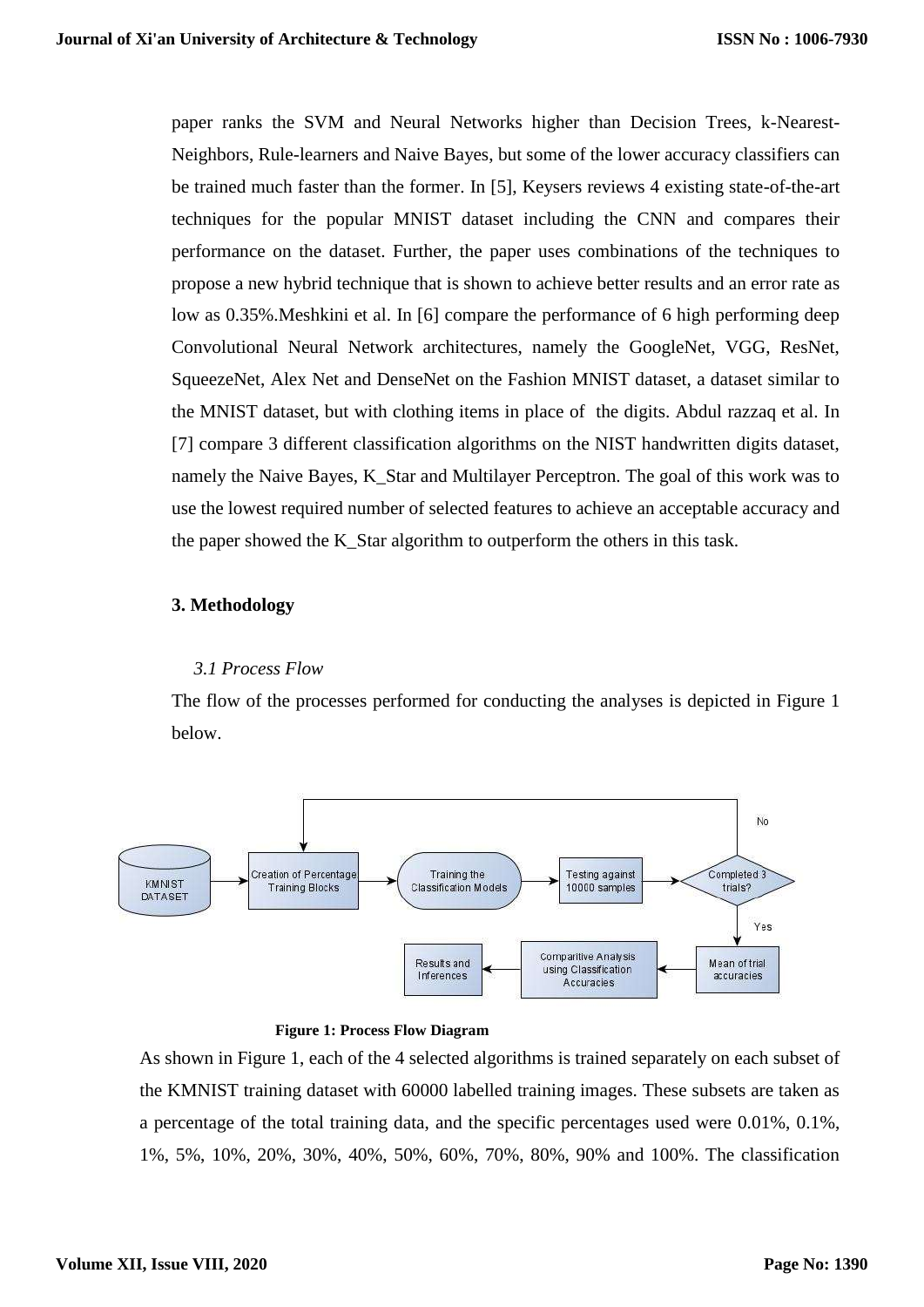paper ranks the SVM and Neural Networks higher than Decision Trees, k-Nearest-Neighbors, Rule-learners and Naive Bayes, but some of the lower accuracy classifiers can be trained much faster than the former. In [5], Keysers reviews 4 existing state-of-the-art techniques for the popular MNIST dataset including the CNN and compares their performance on the dataset. Further, the paper uses combinations of the techniques to propose a new hybrid technique that is shown to achieve better results and an error rate as low as 0.35%.Meshkini et al. In [6] compare the performance of 6 high performing deep Convolutional Neural Network architectures, namely the GoogleNet, VGG, ResNet, SqueezeNet, Alex Net and DenseNet on the Fashion MNIST dataset, a dataset similar to the MNIST dataset, but with clothing items in place of the digits. Abdul razzaq et al. In [7] compare 3 different classification algorithms on the NIST handwritten digits dataset, namely the Naive Bayes, K_Star and Multilayer Perceptron. The goal of this work was to use the lowest required number of selected features to achieve an acceptable accuracy and the paper showed the K_Star algorithm to outperform the others in this task.

## 3. Methodology

### *3.1 Process Flow*

The flow of the processes performed for conducting the analyses is depicted in Figure 1 below.

KMNIST DATASET → Creation of Percentage Training Blocks → Training the Classification Models → Testing against 10000 samples → Completed 3 trials? (No → Creation of Percentage Training Blocks; Yes → Mean of trial accuracies) → Comparitive Analysis using Classification Accuracies → Results and Inferences

**Figure 1: Process Flow Diagram**

As shown in Figure 1, each of the 4 selected algorithms is trained separately on each subset of the KMNIST training dataset with 60000 labelled training images. These subsets are taken as a percentage of the total training data, and the specific percentages used were 0.01%, 0.1%, 1%, 5%, 10%, 20%, 30%, 40%, 50%, 60%, 70%, 80%, 90% and 100%. The classification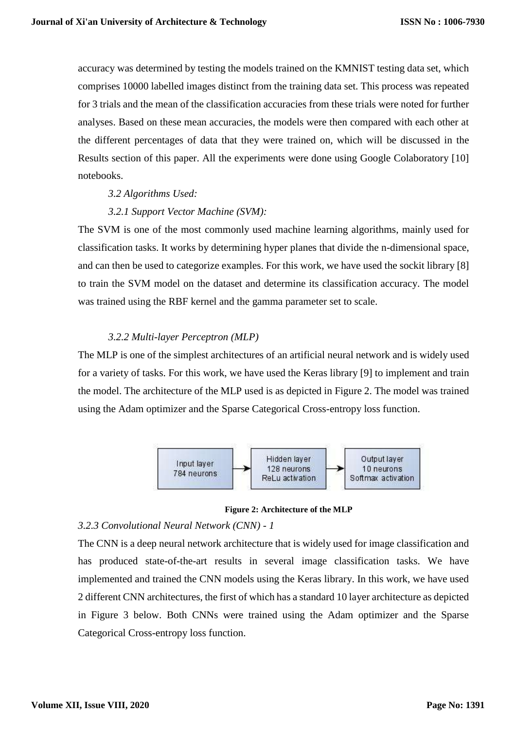accuracy was determined by testing the models trained on the KMNIST testing data set, which comprises 10000 labelled images distinct from the training data set. This process was repeated for 3 trials and the mean of the classification accuracies from these trials were noted for further analyses. Based on these mean accuracies, the models were then compared with each other at the different percentages of data that they were trained on, which will be discussed in the Results section of this paper. All the experiments were done using Google Colaboratory [10] notebooks.

### *3.2 Algorithms Used:*

#### *3.2.1 Support Vector Machine (SVM):*

The SVM is one of the most commonly used machine learning algorithms, mainly used for classification tasks. It works by determining hyper planes that divide the n-dimensional space, and can then be used to categorize examples. For this work, we have used the sockit library [8] to train the SVM model on the dataset and determine its classification accuracy. The model was trained using the RBF kernel and the gamma parameter set to scale.

#### *3.2.2 Multi-layer Perceptron (MLP)*

The MLP is one of the simplest architectures of an artificial neural network and is widely used for a variety of tasks. For this work, we have used the Keras library [9] to implement and train the model. The architecture of the MLP used is as depicted in Figure 2. The model was trained using the Adam optimizer and the Sparse Categorical Cross-entropy loss function.

Input layer 784 neurons → Hidden layer 128 neurons ReLu activation → Output layer 10 neurons Softmax activation

**Figure 2: Architecture of the MLP**

#### *3.2.3 Convolutional Neural Network (CNN) - 1*

The CNN is a deep neural network architecture that is widely used for image classification and has produced state-of-the-art results in several image classification tasks. We have implemented and trained the CNN models using the Keras library. In this work, we have used 2 different CNN architectures, the first of which has a standard 10 layer architecture as depicted in Figure 3 below. Both CNNs were trained using the Adam optimizer and the Sparse Categorical Cross-entropy loss function.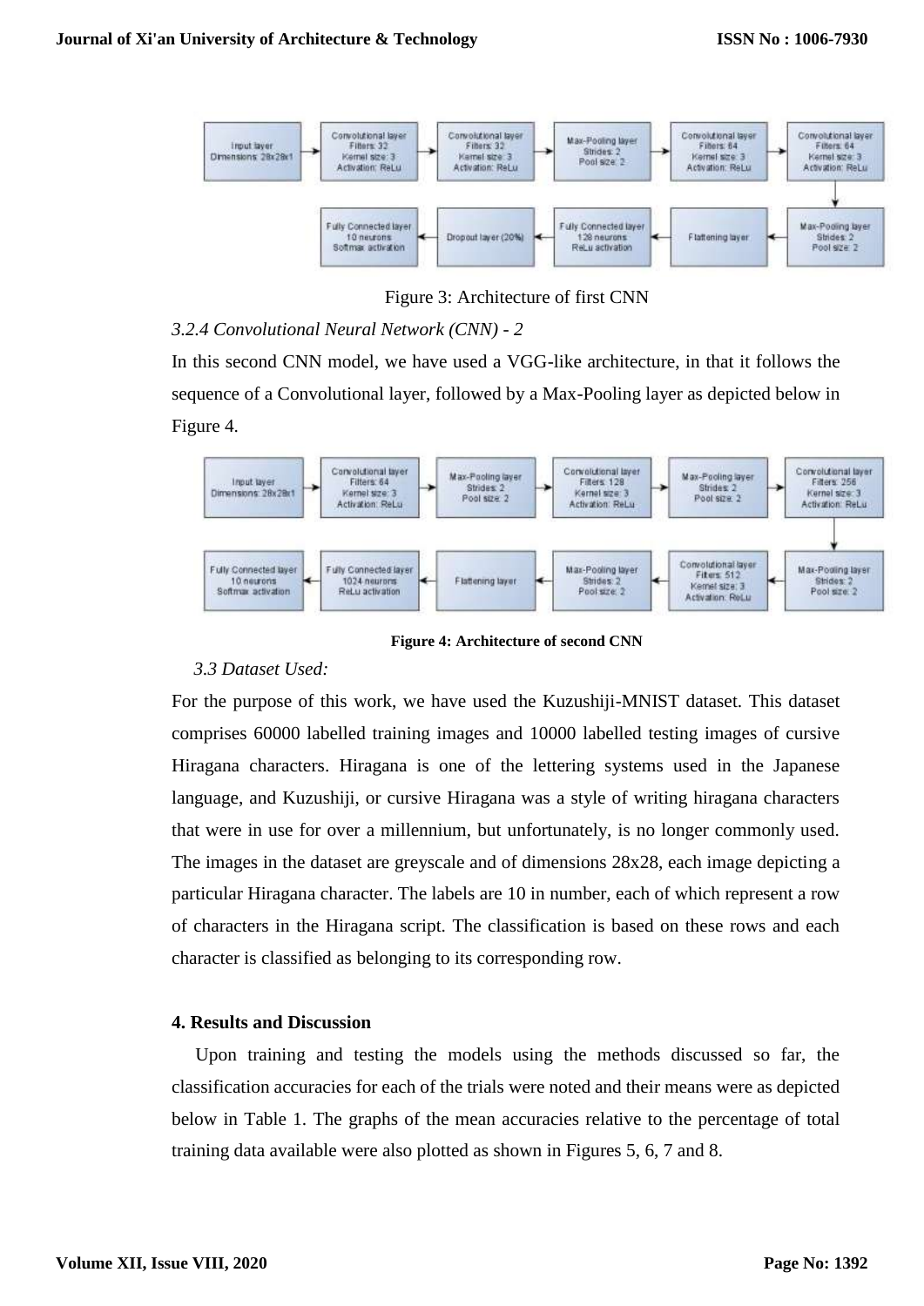Figure 3: Architecture of first CNN

*3.2.4 Convolutional Neural Network (CNN) - 2*

In this second CNN model, we have used a VGG-like architecture, in that it follows the sequence of a Convolutional layer, followed by a Max-Pooling layer as depicted below in Figure 4.

**Figure 4: Architecture of second CNN**

*3.3 Dataset Used:*

For the purpose of this work, we have used the Kuzushiji-MNIST dataset. This dataset comprises 60000 labelled training images and 10000 labelled testing images of cursive Hiragana characters. Hiragana is one of the lettering systems used in the Japanese language, and Kuzushiji, or cursive Hiragana was a style of writing hiragana characters that were in use for over a millennium, but unfortunately, is no longer commonly used. The images in the dataset are greyscale and of dimensions 28x28, each image depicting a particular Hiragana character. The labels are 10 in number, each of which represent a row of characters in the Hiragana script. The classification is based on these rows and each character is classified as belonging to its corresponding row.

### 4. Results and Discussion

Upon training and testing the models using the methods discussed so far, the classification accuracies for each of the trials were noted and their means were as depicted below in Table 1. The graphs of the mean accuracies relative to the percentage of total training data available were also plotted as shown in Figures 5, 6, 7 and 8.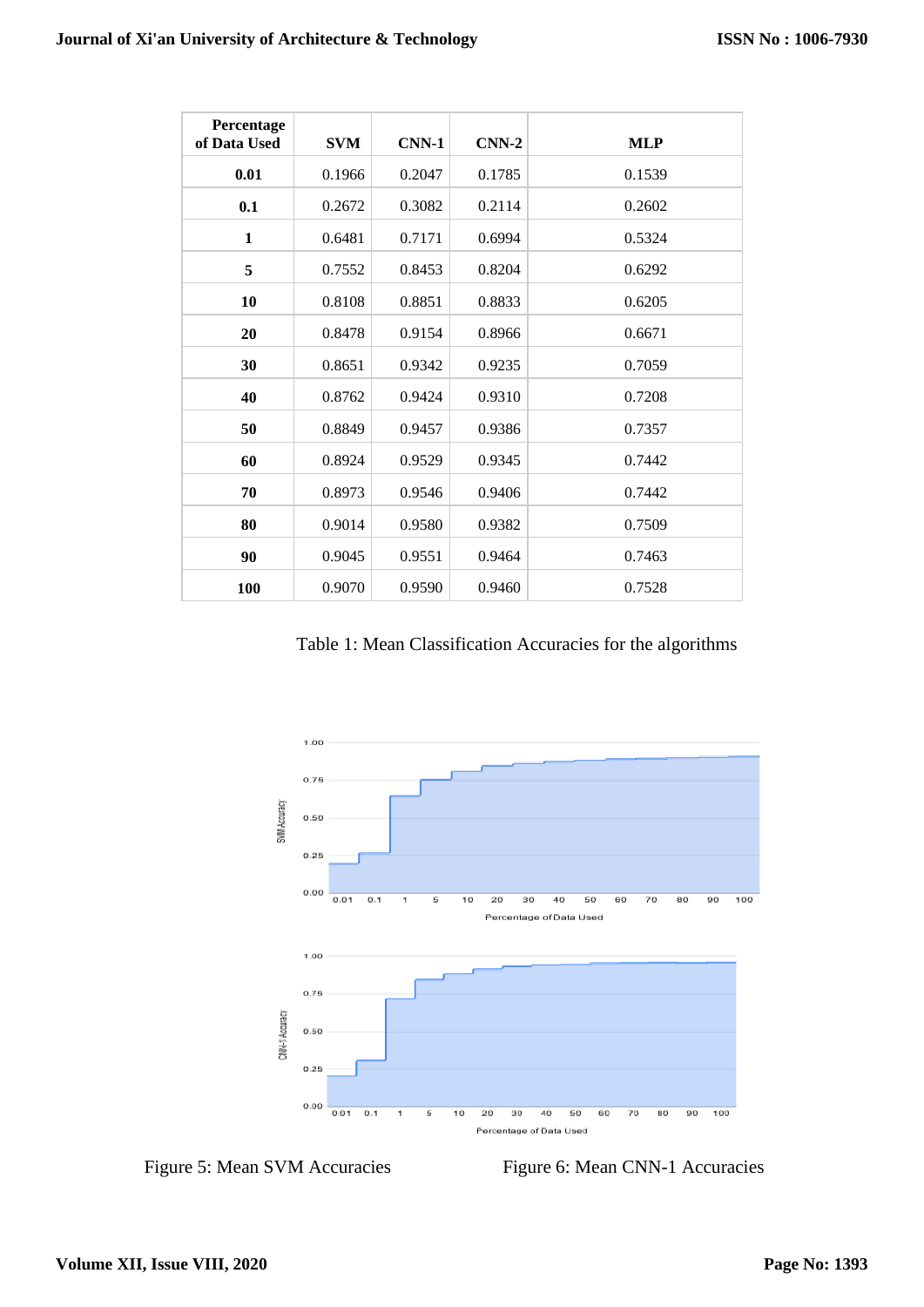| Percentage of Data Used | SVM | CNN-1 | CNN-2 | MLP |
|---|---|---|---|---|
| **0.01** | 0.1966 | 0.2047 | 0.1785 | 0.1539 |
| **0.1** | 0.2672 | 0.3082 | 0.2114 | 0.2602 |
| **1** | 0.6481 | 0.7171 | 0.6994 | 0.5324 |
| **5** | 0.7552 | 0.8453 | 0.8204 | 0.6292 |
| **10** | 0.8108 | 0.8851 | 0.8833 | 0.6205 |
| **20** | 0.8478 | 0.9154 | 0.8966 | 0.6671 |
| **30** | 0.8651 | 0.9342 | 0.9235 | 0.7059 |
| **40** | 0.8762 | 0.9424 | 0.9310 | 0.7208 |
| **50** | 0.8849 | 0.9457 | 0.9386 | 0.7357 |
| **60** | 0.8924 | 0.9529 | 0.9345 | 0.7442 |
| **70** | 0.8973 | 0.9546 | 0.9406 | 0.7442 |
| **80** | 0.9014 | 0.9580 | 0.9382 | 0.7509 |
| **90** | 0.9045 | 0.9551 | 0.9464 | 0.7463 |
| **100** | 0.9070 | 0.9590 | 0.9460 | 0.7528 |

Table 1: Mean Classification Accuracies for the algorithms

Figure 5: Mean SVM Accuracies

Figure 6: Mean CNN-1 Accuracies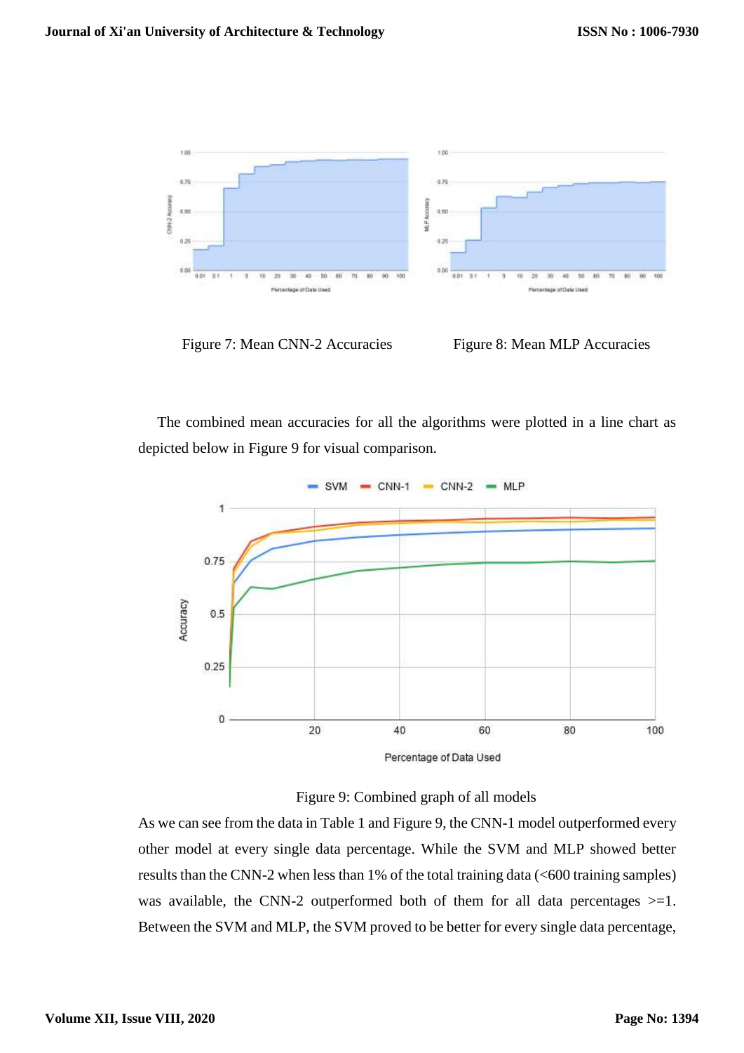Figure 7: Mean CNN-2 Accuracies

Figure 8: Mean MLP Accuracies

The combined mean accuracies for all the algorithms were plotted in a line chart as depicted below in Figure 9 for visual comparison.

Figure 9: Combined graph of all models

As we can see from the data in Table 1 and Figure 9, the CNN-1 model outperformed every other model at every single data percentage. While the SVM and MLP showed better results than the CNN-2 when less than 1% of the total training data (<600 training samples) was available, the CNN-2 outperformed both of them for all data percentages >=1. Between the SVM and MLP, the SVM proved to be better for every single data percentage,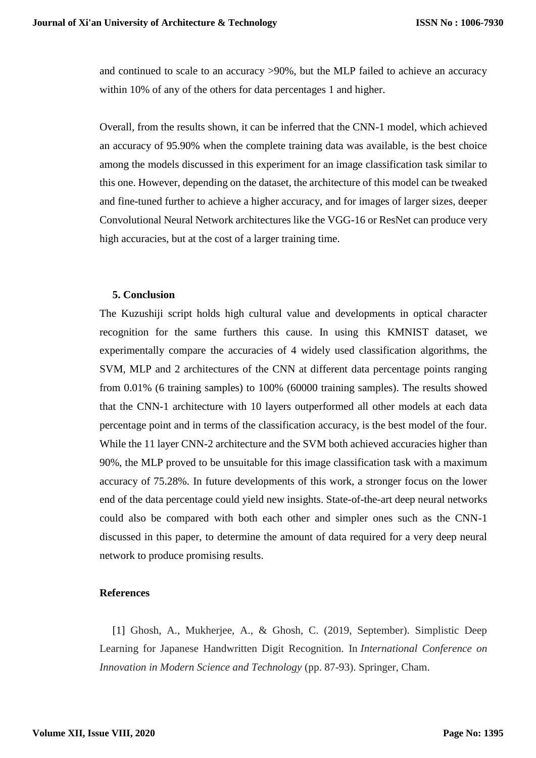and continued to scale to an accuracy >90%, but the MLP failed to achieve an accuracy within 10% of any of the others for data percentages 1 and higher.

Overall, from the results shown, it can be inferred that the CNN-1 model, which achieved an accuracy of 95.90% when the complete training data was available, is the best choice among the models discussed in this experiment for an image classification task similar to this one. However, depending on the dataset, the architecture of this model can be tweaked and fine-tuned further to achieve a higher accuracy, and for images of larger sizes, deeper Convolutional Neural Network architectures like the VGG-16 or ResNet can produce very high accuracies, but at the cost of a larger training time.

## 5. Conclusion

The Kuzushiji script holds high cultural value and developments in optical character recognition for the same furthers this cause. In using this KMNIST dataset, we experimentally compare the accuracies of 4 widely used classification algorithms, the SVM, MLP and 2 architectures of the CNN at different data percentage points ranging from 0.01% (6 training samples) to 100% (60000 training samples). The results showed that the CNN-1 architecture with 10 layers outperformed all other models at each data percentage point and in terms of the classification accuracy, is the best model of the four. While the 11 layer CNN-2 architecture and the SVM both achieved accuracies higher than 90%, the MLP proved to be unsuitable for this image classification task with a maximum accuracy of 75.28%. In future developments of this work, a stronger focus on the lower end of the data percentage could yield new insights. State-of-the-art deep neural networks could also be compared with both each other and simpler ones such as the CNN-1 discussed in this paper, to determine the amount of data required for a very deep neural network to produce promising results.

## References

[1] Ghosh, A., Mukherjee, A., & Ghosh, C. (2019, September). Simplistic Deep Learning for Japanese Handwritten Digit Recognition. In *International Conference on Innovation in Modern Science and Technology* (pp. 87-93). Springer, Cham.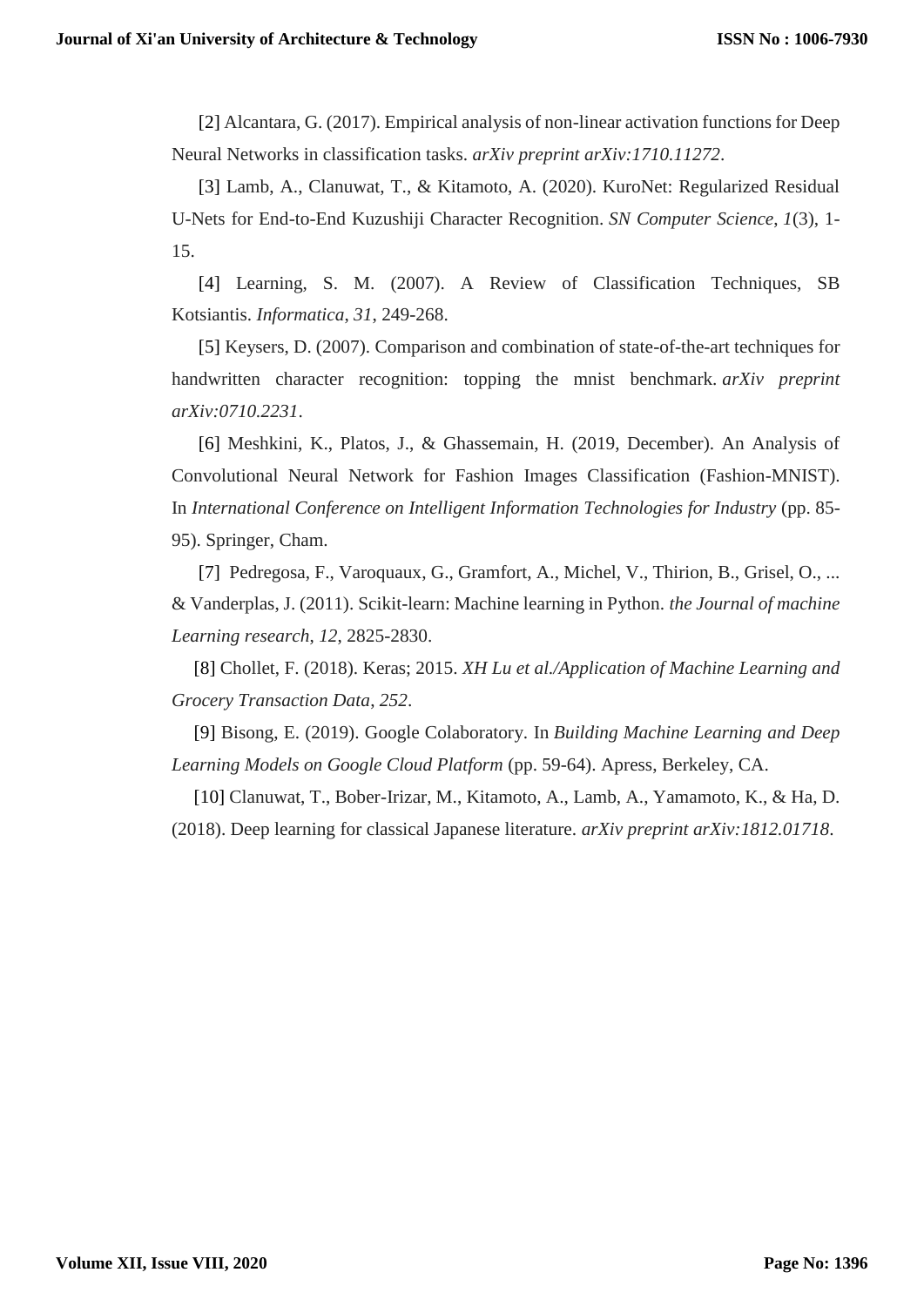[2] Alcantara, G. (2017). Empirical analysis of non-linear activation functions for Deep Neural Networks in classification tasks. *arXiv preprint arXiv:1710.11272*.

[3] Lamb, A., Clanuwat, T., & Kitamoto, A. (2020). KuroNet: Regularized Residual U-Nets for End-to-End Kuzushiji Character Recognition. *SN Computer Science*, *1*(3), 1-15.

[4] Learning, S. M. (2007). A Review of Classification Techniques, SB Kotsiantis. *Informatica*, *31*, 249-268.

[5] Keysers, D. (2007). Comparison and combination of state-of-the-art techniques for handwritten character recognition: topping the mnist benchmark. *arXiv preprint arXiv:0710.2231*.

[6] Meshkini, K., Platos, J., & Ghassemain, H. (2019, December). An Analysis of Convolutional Neural Network for Fashion Images Classification (Fashion-MNIST). In *International Conference on Intelligent Information Technologies for Industry* (pp. 85-95). Springer, Cham.

[7] Pedregosa, F., Varoquaux, G., Gramfort, A., Michel, V., Thirion, B., Grisel, O., ... & Vanderplas, J. (2011). Scikit-learn: Machine learning in Python. *the Journal of machine Learning research*, *12*, 2825-2830.

[8] Chollet, F. (2018). Keras; 2015. *XH Lu et al./Application of Machine Learning and Grocery Transaction Data*, *252*.

[9] Bisong, E. (2019). Google Colaboratory. In *Building Machine Learning and Deep Learning Models on Google Cloud Platform* (pp. 59-64). Apress, Berkeley, CA.

[10] Clanuwat, T., Bober-Irizar, M., Kitamoto, A., Lamb, A., Yamamoto, K., & Ha, D. (2018). Deep learning for classical Japanese literature. *arXiv preprint arXiv:1812.01718*.